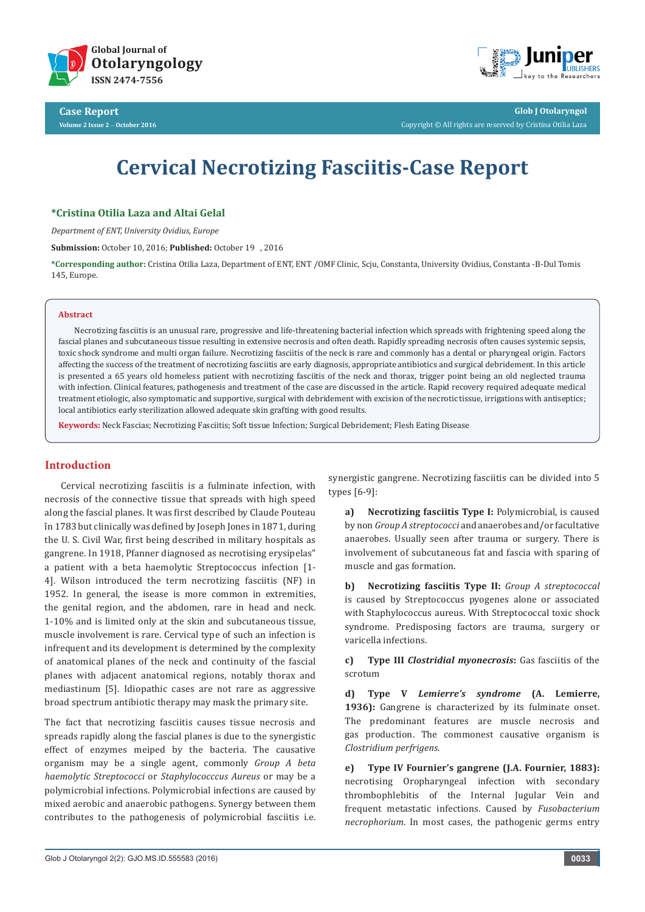# Cervical Necrotizing Fasciitis-Case Report

**\*Cristina Otilia Laza and Altai Gelal**

*Department of ENT, University Ovidius, Europe*

**Submission:** October 10, 2016; **Published:** October 19 , 2016

**\*Corresponding author:** Cristina Otilia Laza, Department of ENT, ENT /OMF Clinic, Scju, Constanta, University Ovidius, Constanta -B-Dul Tomis 145, Europe.

## Abstract

Necrotizing fasciitis is an unusual rare, progressive and life-threatening bacterial infection which spreads with frightening speed along the fascial planes and subcutaneous tissue resulting in extensive necrosis and often death. Rapidly spreading necrosis often causes systemic sepsis, toxic shock syndrome and multi organ failure. Necrotizing fasciitis of the neck is rare and commonly has a dental or pharyngeal origin. Factors affecting the success of the treatment of necrotizing fasciitis are early diagnosis, appropriate antibiotics and surgical debridement. In this article is presented a 65 years old homeless patient with necrotizing fasciitis of the neck and thorax, trigger point being an old neglected trauma with infection. Clinical features, pathogenesis and treatment of the case are discussed in the article. Rapid recovery required adequate medical treatment etiologic, also symptomatic and supportive, surgical with debridement with excision of the necrotic tissue, irrigations with antiseptics; local antibiotics early sterilization allowed adequate skin grafting with good results.

**Keywords:** Neck Fascias; Necrotizing Fasciitis; Soft tissue Infection; Surgical Debridement; Flesh Eating Disease

## Introduction

Cervical necrotizing fasciitis is a fulminate infection, with necrosis of the connective tissue that spreads with high speed along the fascial planes. It was first described by Claude Pouteau în 1783 but clinically was defined by Joseph Jones in 1871, during the U. S. Civil War, first being described in military hospitals as gangrene. In 1918, Pfanner diagnosed as necrotising erysipelas" a patient with a beta haemolytic Streptococcus infection [1-4]. Wilson introduced the term necrotizing fasciitis (NF) in 1952. In general, the isease is more common in extremities, the genital region, and the abdomen, rare in head and neck. 1-10% and is limited only at the skin and subcutaneous tissue, muscle involvement is rare. Cervical type of such an infection is infrequent and its development is determined by the complexity of anatomical planes of the neck and continuity of the fascial planes with adjacent anatomical regions, notably thorax and mediastinum [5]. Idiopathic cases are not rare as aggressive broad spectrum antibiotic therapy may mask the primary site.

The fact that necrotizing fasciitis causes tissue necrosis and spreads rapidly along the fascial planes is due to the synergistic effect of enzymes meiped by the bacteria. The causative organism may be a single agent, commonly *Group A beta haemolytic Streptococci* or *Staphylococccus Aureus* or may be a polymicrobial infections. Polymicrobial infections are caused by mixed aerobic and anaerobic pathogens. Synergy between them contributes to the pathogenesis of polymicrobial fasciitis i.e. synergistic gangrene. Necrotizing fasciitis can be divided into 5 types [6-9]:

a) **Necrotizing fasciitis Type I:** Polymicrobial, is caused by non *Group A streptococci* and anaerobes and/or facultative anaerobes. Usually seen after trauma or surgery. There is involvement of subcutaneous fat and fascia with sparing of muscle and gas formation.

b) **Necrotizing fasciitis Type II:** *Group A streptococcal* is caused by Streptococcus pyogenes alone or associated with Staphylococcus aureus. With Streptococcal toxic shock syndrome. Predisposing factors are trauma, surgery or varicella infections.

c) **Type III *Clostridial myonecrosis*:** Gas fasciitis of the scrotum

d) **Type V *Lemierre's syndrome* (A. Lemierre, 1936):** Gangrene is characterized by its fulminate onset. The predominant features are muscle necrosis and gas production. The commonest causative organism is *Clostridium perfrigens.*

e) **Type IV Fournier's gangrene (J.A. Fournier, 1883):** necrotising Oropharyngeal infection with secondary thrombophlebitis of the Internal Jugular Vein and frequent metastatic infections. Caused by *Fusobacterium necrophorium*. In most cases, the pathogenic germs entry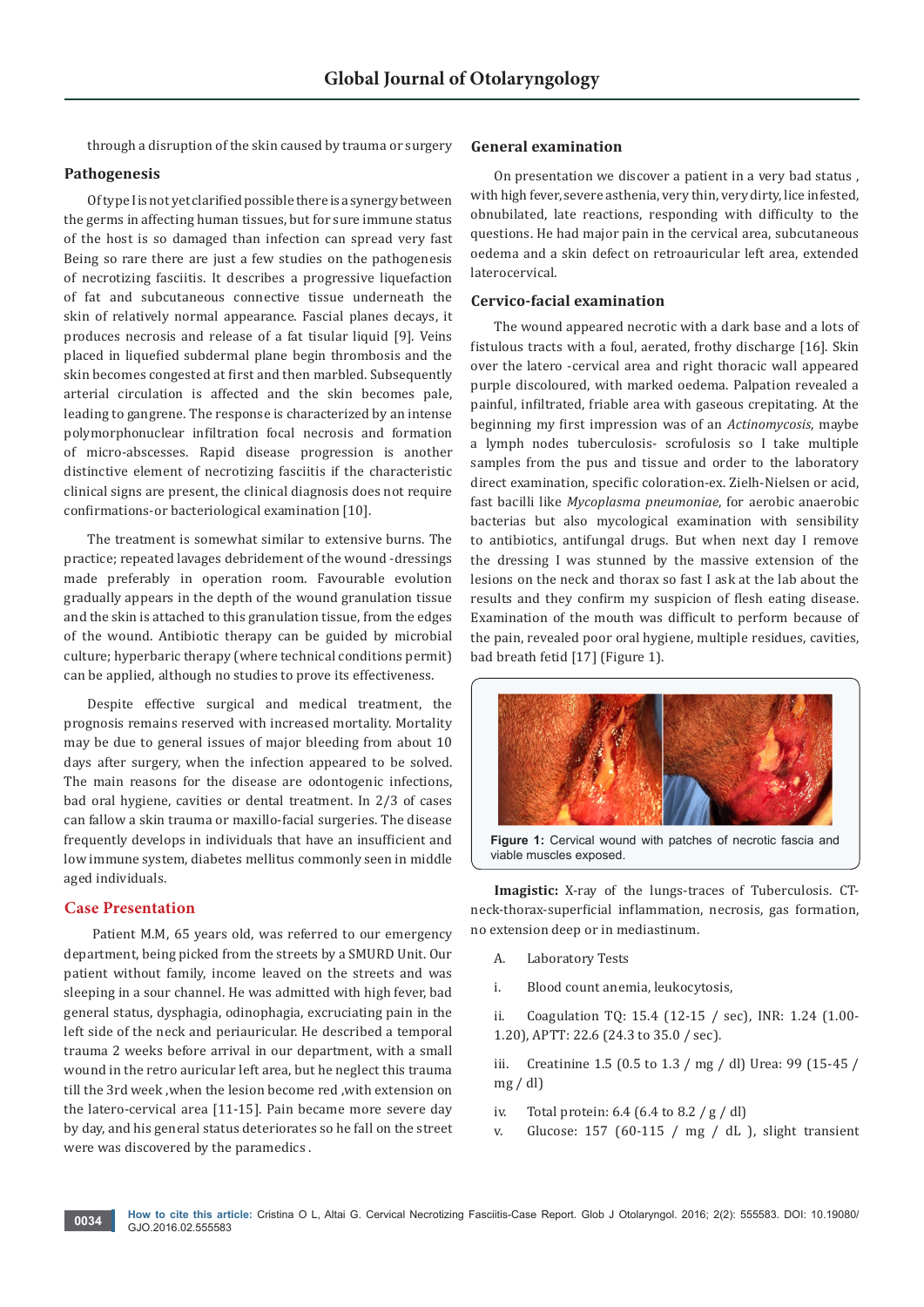through a disruption of the skin caused by trauma or surgery

### Pathogenesis

Of type I is not yet clarified possible there is a synergy between the germs in affecting human tissues, but for sure immune status of the host is so damaged than infection can spread very fast Being so rare there are just a few studies on the pathogenesis of necrotizing fasciitis. It describes a progressive liquefaction of fat and subcutaneous connective tissue underneath the skin of relatively normal appearance. Fascial planes decays, it produces necrosis and release of a fat tisular liquid [9]. Veins placed in liquefied subdermal plane begin thrombosis and the skin becomes congested at first and then marbled. Subsequently arterial circulation is affected and the skin becomes pale, leading to gangrene. The response is characterized by an intense polymorphonuclear infiltration focal necrosis and formation of micro-abscesses. Rapid disease progression is another distinctive element of necrotizing fasciitis if the characteristic clinical signs are present, the clinical diagnosis does not require confirmations-or bacteriological examination [10].

The treatment is somewhat similar to extensive burns. The practice; repeated lavages debridement of the wound -dressings made preferably in operation room. Favourable evolution gradually appears in the depth of the wound granulation tissue and the skin is attached to this granulation tissue, from the edges of the wound. Antibiotic therapy can be guided by microbial culture; hyperbaric therapy (where technical conditions permit) can be applied, although no studies to prove its effectiveness.

Despite effective surgical and medical treatment, the prognosis remains reserved with increased mortality. Mortality may be due to general issues of major bleeding from about 10 days after surgery, when the infection appeared to be solved. The main reasons for the disease are odontogenic infections, bad oral hygiene, cavities or dental treatment. In 2/3 of cases can fallow a skin trauma or maxillo-facial surgeries. The disease frequently develops in individuals that have an insufficient and low immune system, diabetes mellitus commonly seen in middle aged individuals.

## Case Presentation

Patient M.M, 65 years old, was referred to our emergency department, being picked from the streets by a SMURD Unit. Our patient without family, income leaved on the streets and was sleeping in a sour channel. He was admitted with high fever, bad general status, dysphagia, odinophagia, excruciating pain in the left side of the neck and periauricular. He described a temporal trauma 2 weeks before arrival in our department, with a small wound in the retro auricular left area, but he neglect this trauma till the 3rd week ,when the lesion become red ,with extension on the latero-cervical area [11-15]. Pain became more severe day by day, and his general status deteriorates so he fall on the street were was discovered by the paramedics .

### General examination

On presentation we discover a patient in a very bad status , with high fever, severe asthenia, very thin, very dirty, lice infested, obnubilated, late reactions, responding with difficulty to the questions. He had major pain in the cervical area, subcutaneous oedema and a skin defect on retroauricular left area, extended laterocervical.

### Cervico-facial examination

The wound appeared necrotic with a dark base and a lots of fistulous tracts with a foul, aerated, frothy discharge [16]. Skin over the latero -cervical area and right thoracic wall appeared purple discoloured, with marked oedema. Palpation revealed a painful, infiltrated, friable area with gaseous crepitating. At the beginning my first impression was of an *Actinomycosis*, maybe a lymph nodes tuberculosis- scrofulosis so I take multiple samples from the pus and tissue and order to the laboratory direct examination, specific coloration-ex. Zielh-Nielsen or acid, fast bacilli like *Mycoplasma pneumoniae*, for aerobic anaerobic bacterias but also mycological examination with sensibility to antibiotics, antifungal drugs. But when next day I remove the dressing I was stunned by the massive extension of the lesions on the neck and thorax so fast I ask at the lab about the results and they confirm my suspicion of flesh eating disease. Examination of the mouth was difficult to perform because of the pain, revealed poor oral hygiene, multiple residues, cavities, bad breath fetid [17] (Figure 1).

**Figure 1:** Cervical wound with patches of necrotic fascia and viable muscles exposed.

**Imagistic:** X-ray of the lungs-traces of Tuberculosis. CT-neck-thorax-superficial inflammation, necrosis, gas formation, no extension deep or in mediastinum.

A. Laboratory Tests

i. Blood count anemia, leukocytosis,

ii. Coagulation TQ: 15.4 (12-15 / sec), INR: 1.24 (1.00-1.20), APTT: 22.6 (24.3 to 35.0 / sec).

iii. Creatinine 1.5 (0.5 to 1.3 / mg / dl) Urea: 99 (15-45 / mg / dl)

iv. Total protein: 6.4 (6.4 to 8.2 / g / dl)

v. Glucose: 157 (60-115 / mg / dL ), slight transient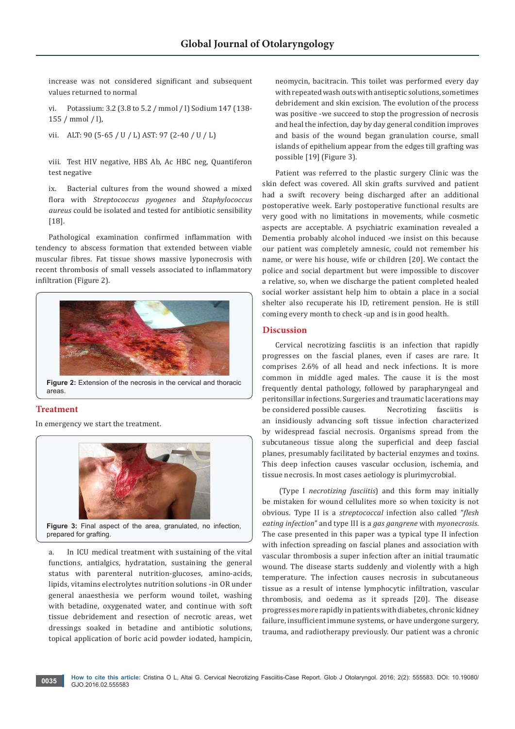increase was not considered significant and subsequent values returned to normal

vi. Potassium: 3.2 (3.8 to 5.2 / mmol / l) Sodium 147 (138-155 / mmol / l),

vii. ALT: 90 (5-65 / U / L) AST: 97 (2-40 / U / L)

viii. Test HIV negative, HBS Ab, Ac HBC neg, Quantiferon test negative

ix. Bacterial cultures from the wound showed a mixed flora with *Streptococcus pyogenes* and *Staphylococcus aureus* could be isolated and tested for antibiotic sensibility [18].

Pathological examination confirmed inflammation with tendency to abscess formation that extended between viable muscular fibres. Fat tissue shows massive lyponecrosis with recent thrombosis of small vessels associated to inflammatory infiltration (Figure 2).

**Figure 2:** Extension of the necrosis in the cervical and thoracic areas.

## Treatment

In emergency we start the treatment.

**Figure 3:** Final aspect of the area, granulated, no infection, prepared for grafting.

a. In ICU medical treatment with sustaining of the vital functions, antialgics, hydratation, sustaining the general status with parenteral nutrition-glucoses, amino-acids, lipids, vitamins electrolytes nutrition solutions -in OR under general anaesthesia we perform wound toilet, washing with betadine, oxygenated water, and continue with soft tissue debridement and resection of necrotic areas, wet dressings soaked in betadine and antibiotic solutions, topical application of boric acid powder iodated, hampicin, neomycin, bacitracin. This toilet was performed every day with repeated wash outs with antiseptic solutions, sometimes debridement and skin excision. The evolution of the process was positive -we succeed to stop the progression of necrosis and heal the infection, day by day general condition improves and basis of the wound began granulation course, small islands of epithelium appear from the edges till grafting was possible [19] (Figure 3).

Patient was referred to the plastic surgery Clinic was the skin defect was covered. All skin grafts survived and patient had a swift recovery being discharged after an additional postoperative week. Early postoperative functional results are very good with no limitations in movements, while cosmetic aspects are acceptable. A psychiatric examination revealed a Dementia probably alcohol induced -we insist on this because our patient was completely amnesic, could not remember his name, or were his house, wife or children [20]. We contact the police and social department but were impossible to discover a relative, so, when we discharge the patient completed healed social worker assistant help him to obtain a place in a social shelter also recuperate his ID, retirement pension. He is still coming every month to check -up and is in good health.

## Discussion

Cervical necrotizing fasciitis is an infection that rapidly progresses on the fascial planes, even if cases are rare. It comprises 2.6% of all head and neck infections. It is more common in middle aged males. The cause it is the most frequently dental pathology, followed by parapharyngeal and peritonsillar infections. Surgeries and traumatic lacerations may be considered possible causes. Necrotizing fasciitis is an insidiously advancing soft tissue infection characterized by widespread fascial necrosis. Organisms spread from the subcutaneous tissue along the superficial and deep fascial planes, presumably facilitated by bacterial enzymes and toxins. This deep infection causes vascular occlusion, ischemia, and tissue necrosis. In most cases aetiology is plurimycrobial.

(Type I *necrotizing fasciitis*) and this form may initially be mistaken for wound cellulites more so when toxicity is not obvious. Type II is a *streptococcal* infection also called "*flesh eating infection*" and type III is a *gas gangrene* with *myonecrosis*. The case presented in this paper was a typical type II infection with infection spreading on fascial planes and association with vascular thrombosis a super infection after an initial traumatic wound. The disease starts suddenly and violently with a high temperature. The infection causes necrosis in subcutaneous tissue as a result of intense lymphocytic infiltration, vascular thrombosis, and oedema as it spreads [20]. The disease progresses more rapidly in patients with diabetes, chronic kidney failure, insufficient immune systems, or have undergone surgery, trauma, and radiotherapy previously. Our patient was a chronic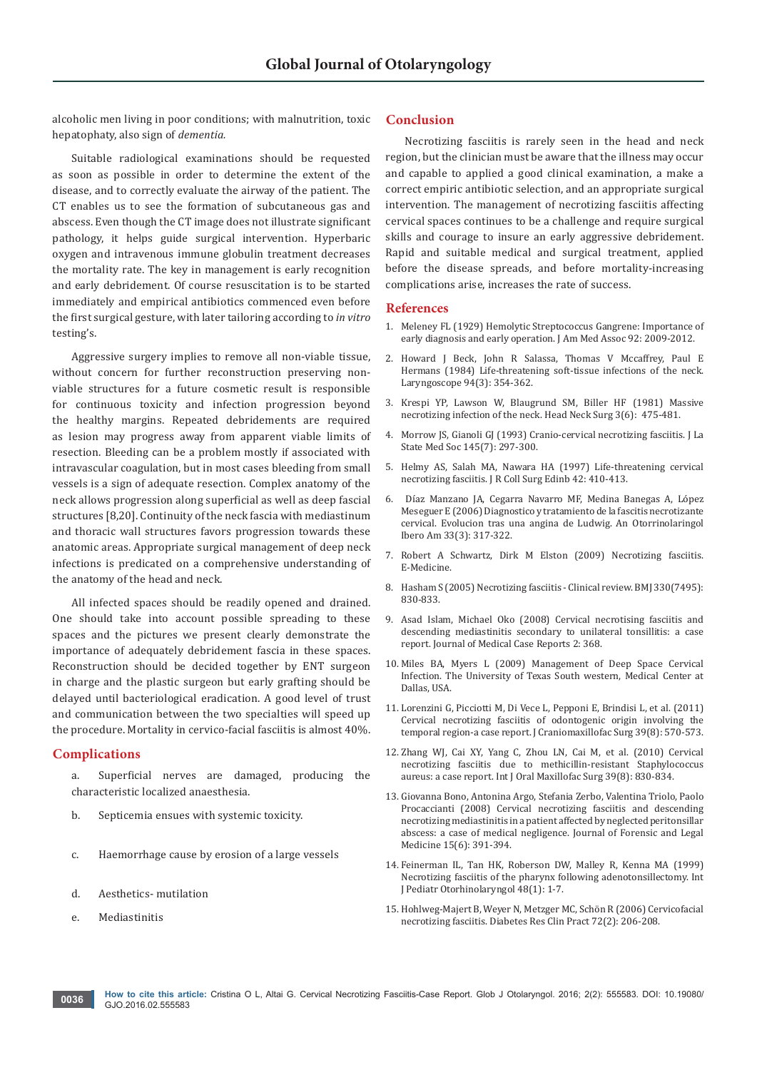alcoholic men living in poor conditions; with malnutrition, toxic hepatophaty, also sign of *dementia.*

Suitable radiological examinations should be requested as soon as possible in order to determine the extent of the disease, and to correctly evaluate the airway of the patient. The CT enables us to see the formation of subcutaneous gas and abscess. Even though the CT image does not illustrate significant pathology, it helps guide surgical intervention. Hyperbaric oxygen and intravenous immune globulin treatment decreases the mortality rate. The key in management is early recognition and early debridement. Of course resuscitation is to be started immediately and empirical antibiotics commenced even before the first surgical gesture, with later tailoring according to *in vitro* testing's.

Aggressive surgery implies to remove all non-viable tissue, without concern for further reconstruction preserving non-viable structures for a future cosmetic result is responsible for continuous toxicity and infection progression beyond the healthy margins. Repeated debridements are required as lesion may progress away from apparent viable limits of resection. Bleeding can be a problem mostly if associated with intravascular coagulation, but in most cases bleeding from small vessels is a sign of adequate resection. Complex anatomy of the neck allows progression along superficial as well as deep fascial structures [8,20]. Continuity of the neck fascia with mediastinum and thoracic wall structures favors progression towards these anatomic areas. Appropriate surgical management of deep neck infections is predicated on a comprehensive understanding of the anatomy of the head and neck.

All infected spaces should be readily opened and drained. One should take into account possible spreading to these spaces and the pictures we present clearly demonstrate the importance of adequately debridement fascia in these spaces. Reconstruction should be decided together by ENT surgeon in charge and the plastic surgeon but early grafting should be delayed until bacteriological eradication. A good level of trust and communication between the two specialties will speed up the procedure. Mortality in cervico-facial fasciitis is almost 40%.

## Complications

a. Superficial nerves are damaged, producing the characteristic localized anaesthesia.

b. Septicemia ensues with systemic toxicity.

c. Haemorrhage cause by erosion of a large vessels

d. Aesthetics- mutilation

e. Mediastinitis

## Conclusion

Necrotizing fasciitis is rarely seen in the head and neck region, but the clinician must be aware that the illness may occur and capable to applied a good clinical examination, a make a correct empiric antibiotic selection, and an appropriate surgical intervention. The management of necrotizing fasciitis affecting cervical spaces continues to be a challenge and require surgical skills and courage to insure an early aggressive debridement. Rapid and suitable medical and surgical treatment, applied before the disease spreads, and before mortality-increasing complications arise, increases the rate of success.

## References

1. Meleney FL (1929) Hemolytic Streptococcus Gangrene: Importance of early diagnosis and early operation. J Am Med Assoc 92: 2009-2012.
2. Howard J Beck, John R Salassa, Thomas V Mccaffrey, Paul E Hermans (1984) Life-threatening soft-tissue infections of the neck. Laryngoscope 94(3): 354-362.
3. Krespi YP, Lawson W, Blaugrund SM, Biller HF (1981) Massive necrotizing infection of the neck. Head Neck Surg 3(6): 475-481.
4. Morrow JS, Gianoli GJ (1993) Cranio-cervical necrotizing fasciitis. J La State Med Soc 145(7): 297-300.
5. Helmy AS, Salah MA, Nawara HA (1997) Life-threatening cervical necrotizing fasciitis. J R Coll Surg Edinb 42: 410-413.
6. Díaz Manzano JA, Cegarra Navarro MF, Medina Banegas A, López Meseguer E (2006) Diagnostico y tratamiento de la fascitis necrotizante cervical. Evolucion tras una angina de Ludwig. An Otorrinolaringol Ibero Am 33(3): 317-322.
7. Robert A Schwartz, Dirk M Elston (2009) Necrotizing fasciitis. E-Medicine.
8. Hasham S (2005) Necrotizing fasciitis - Clinical review. BMJ 330(7495): 830-833.
9. Asad Islam, Michael Oko (2008) Cervical necrotising fasciitis and descending mediastinitis secondary to unilateral tonsillitis: a case report. Journal of Medical Case Reports 2: 368.
10. Miles BA, Myers L (2009) Management of Deep Space Cervical Infection. The University of Texas South western, Medical Center at Dallas, USA.
11. Lorenzini G, Picciotti M, Di Vece L, Pepponi E, Brindisi L, et al. (2011) Cervical necrotizing fasciitis of odontogenic origin involving the temporal region-a case report. J Craniomaxillofac Surg 39(8): 570-573.
12. Zhang WJ, Cai XY, Yang C, Zhou LN, Cai M, et al. (2010) Cervical necrotizing fasciitis due to methicillin-resistant Staphylococcus aureus: a case report. Int J Oral Maxillofac Surg 39(8): 830-834.
13. Giovanna Bono, Antonina Argo, Stefania Zerbo, Valentina Triolo, Paolo Procaccianti (2008) Cervical necrotizing fasciitis and descending necrotizing mediastinitis in a patient affected by neglected peritonsillar abscess: a case of medical negligence. Journal of Forensic and Legal Medicine 15(6): 391-394.
14. Feinerman IL, Tan HK, Roberson DW, Malley R, Kenna MA (1999) Necrotizing fasciitis of the pharynx following adenotonsillectomy. Int J Pediatr Otorhinolaryngol 48(1): 1-7.
15. Hohlweg-Majert B, Weyer N, Metzger MC, Schön R (2006) Cervicofacial necrotizing fasciitis. Diabetes Res Clin Pract 72(2): 206-208.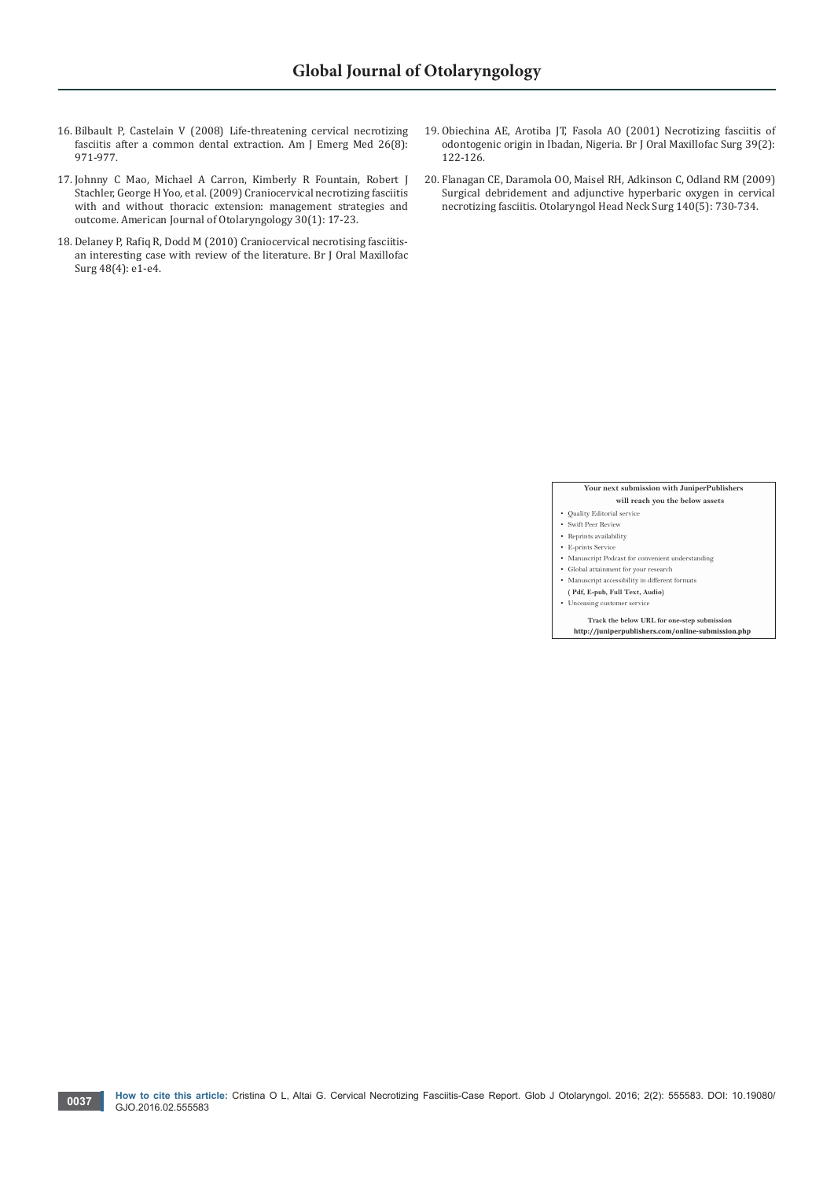16. Bilbault P, Castelain V (2008) Life-threatening cervical necrotizing fasciitis after a common dental extraction. Am J Emerg Med 26(8): 971-977.
17. Johnny C Mao, Michael A Carron, Kimberly R Fountain, Robert J Stachler, George H Yoo, et al. (2009) Craniocervical necrotizing fasciitis with and without thoracic extension: management strategies and outcome. American Journal of Otolaryngology 30(1): 17-23.
18. Delaney P, Rafiq R, Dodd M (2010) Craniocervical necrotising fasciitis- an interesting case with review of the literature. Br J Oral Maxillofac Surg 48(4): e1-e4.
19. Obiechina AE, Arotiba JT, Fasola AO (2001) Necrotizing fasciitis of odontogenic origin in Ibadan, Nigeria. Br J Oral Maxillofac Surg 39(2): 122-126.
20. Flanagan CE, Daramola OO, Maisel RH, Adkinson C, Odland RM (2009) Surgical debridement and adjunctive hyperbaric oxygen in cervical necrotizing fasciitis. Otolaryngol Head Neck Surg 140(5): 730-734.

**Your next submission with JuniperPublishers will reach you the below assets**

- Quality Editorial service
- Swift Peer Review
- Reprints availability
- E-prints Service
- Manuscript Podcast for convenient understanding
- Global attainment for your research
- Manuscript accessibility in different formats **( Pdf, E-pub, Full Text, Audio)**
- Unceasing customer service

**Track the below URL for one-step submission**
**http://juniperpublishers.com/online-submission.php**

**How to cite this article:** Cristina O L, Altai G. Cervical Necrotizing Fasciitis-Case Report. Glob J Otolaryngol. 2016; 2(2): 555583. DOI: 10.19080/GJO.2016.02.555583